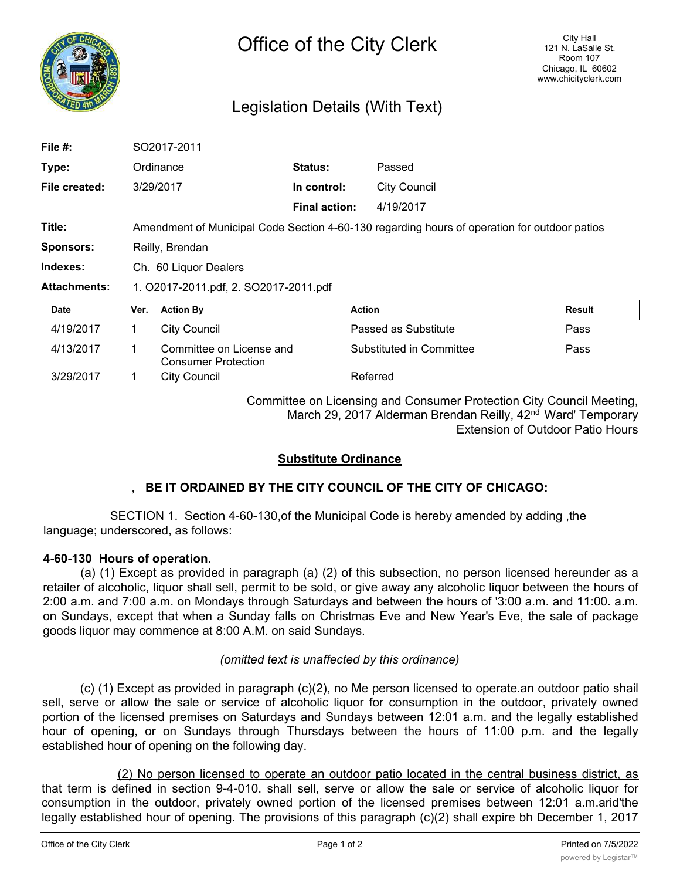# Office of the City Clerk

City Hall
121 N. LaSalle St.
Room 107
Chicago, IL 60602
www.chicityclerk.com

## Legislation Details (With Text)

| | | | |
|---|---|---|---|
| **File #:** | SO2017-2011 | | |
| **Type:** | Ordinance | **Status:** | Passed |
| **File created:** | 3/29/2017 | **In control:** | City Council |
| | | **Final action:** | 4/19/2017 |
| **Title:** | Amendment of Municipal Code Section 4-60-130 regarding hours of operation for outdoor patios | | |
| **Sponsors:** | Reilly, Brendan | | |
| **Indexes:** | Ch. 60 Liquor Dealers | | |
| **Attachments:** | 1. O2017-2011.pdf, 2. SO2017-2011.pdf | | |

| Date | Ver. | Action By | Action | Result |
|---|---|---|---|---|
| 4/19/2017 | 1 | City Council | Passed as Substitute | Pass |
| 4/13/2017 | 1 | Committee on License and Consumer Protection | Substituted in Committee | Pass |
| 3/29/2017 | 1 | City Council | Referred | |

Committee on Licensing and Consumer Protection City Council Meeting, March 29, 2017 Alderman Brendan Reilly, 42nd Ward' Temporary Extension of Outdoor Patio Hours

**Substitute Ordinance**

**, BE IT ORDAINED BY THE CITY COUNCIL OF THE CITY OF CHICAGO:**

SECTION 1. Section 4-60-130,of the Municipal Code is hereby amended by adding ,the language; underscored, as follows:

**4-60-130 Hours of operation.**

(a) (1) Except as provided in paragraph (a) (2) of this subsection, no person licensed hereunder as a retailer of alcoholic, liquor shall sell, permit to be sold, or give away any alcoholic liquor between the hours of 2:00 a.m. and 7:00 a.m. on Mondays through Saturdays and between the hours of '3:00 a.m. and 11:00. a.m. on Sundays, except that when a Sunday falls on Christmas Eve and New Year's Eve, the sale of package goods liquor may commence at 8:00 A.M. on said Sundays.

*(omitted text is unaffected by this ordinance)*

(c) (1) Except as provided in paragraph (c)(2), no Me person licensed to operate.an outdoor patio shail sell, serve or allow the sale or service of alcoholic liquor for consumption in the outdoor, privately owned portion of the licensed premises on Saturdays and Sundays between 12:01 a.m. and the legally established hour of opening, or on Sundays through Thursdays between the hours of 11:00 p.m. and the legally established hour of opening on the following day.

<u>(2) No person licensed to operate an outdoor patio located in the central business district, as that term is defined in section 9-4-010. shall sell, serve or allow the sale or service of alcoholic liquor for consumption in the outdoor, privately owned portion of the licensed premises between 12:01 a.m.arid'the legally established hour of opening. The provisions of this paragraph (c)(2) shall expire bh December 1, 2017</u>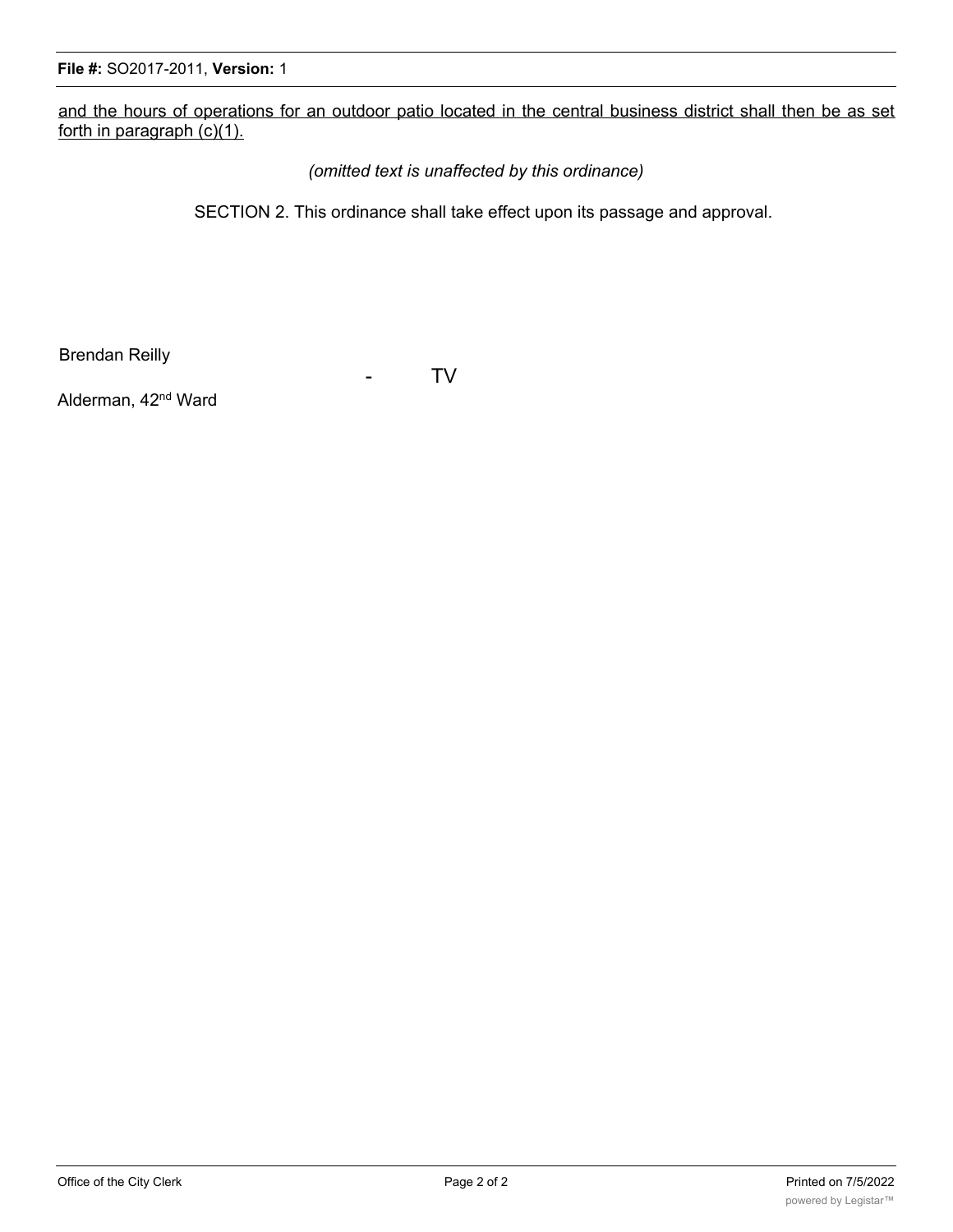<u>and the hours of operations for an outdoor patio located in the central business district shall then be as set forth in paragraph (c)(1).</u>

*(omitted text is unaffected by this ordinance)*

SECTION 2. This ordinance shall take effect upon its passage and approval.

Brendan Reilly

\- TV

Alderman, 42nd Ward